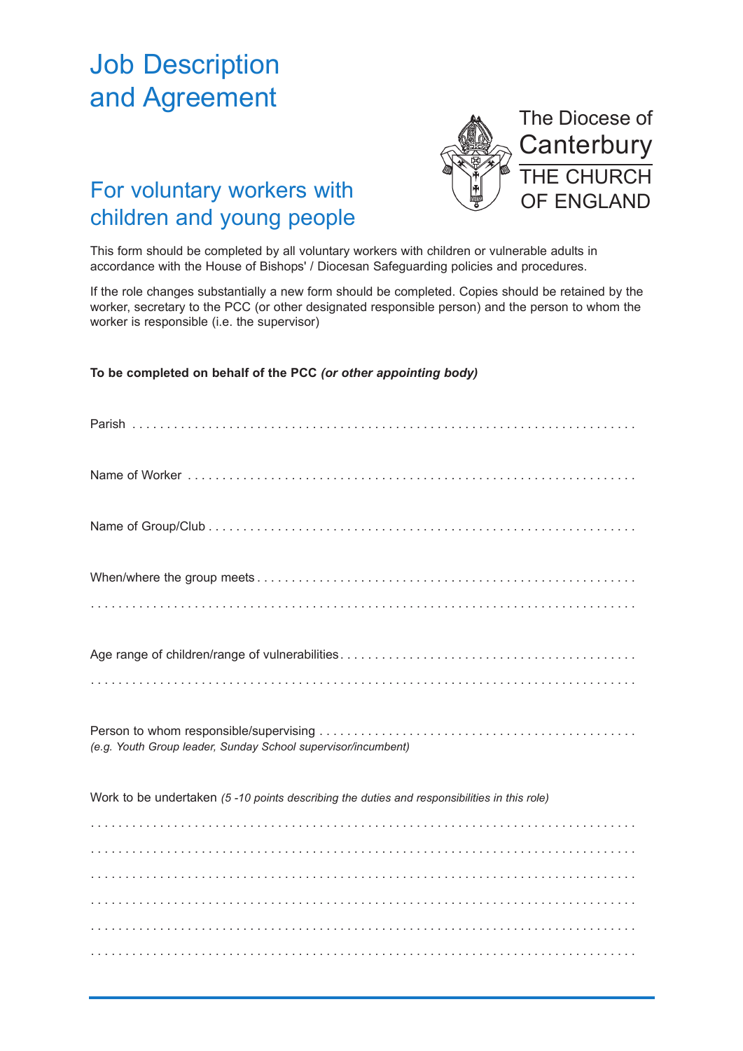# Job Description and Agreement

## For voluntary workers with children and young people

The Diocese of Canterbury
THE CHURCH OF ENGLAND

This form should be completed by all voluntary workers with children or vulnerable adults in accordance with the House of Bishops' / Diocesan Safeguarding policies and procedures.

If the role changes substantially a new form should be completed. Copies should be retained by the worker, secretary to the PCC (or other designated responsible person) and the person to whom the worker is responsible (i.e. the supervisor)

**To be completed on behalf of the PCC *(or other appointing body)***

Parish . . . . . . . . . . . . . . . . . . . . . . . . . . . . . . . . . . . . . . . . . . . . . . . . . . . . . . . . . . . . . . . . . . . . . . .

Name of Worker . . . . . . . . . . . . . . . . . . . . . . . . . . . . . . . . . . . . . . . . . . . . . . . . . . . . . . . . . . . . . . . . .

Name of Group/Club . . . . . . . . . . . . . . . . . . . . . . . . . . . . . . . . . . . . . . . . . . . . . . . . . . . . . . . . . . . . .

When/where the group meets . . . . . . . . . . . . . . . . . . . . . . . . . . . . . . . . . . . . . . . . . . . . . . . . . . . . .

. . . . . . . . . . . . . . . . . . . . . . . . . . . . . . . . . . . . . . . . . . . . . . . . . . . . . . . . . . . . . . . . . . . . . . . . . . . . .

Age range of children/range of vulnerabilities . . . . . . . . . . . . . . . . . . . . . . . . . . . . . . . . . . . . . . . .

. . . . . . . . . . . . . . . . . . . . . . . . . . . . . . . . . . . . . . . . . . . . . . . . . . . . . . . . . . . . . . . . . . . . . . . . . . . . .

Person to whom responsible/supervising . . . . . . . . . . . . . . . . . . . . . . . . . . . . . . . . . . . . . . . . . . . .
*(e.g. Youth Group leader, Sunday School supervisor/incumbent)*

Work to be undertaken *(5 -10 points describing the duties and responsibilities in this role)*

. . . . . . . . . . . . . . . . . . . . . . . . . . . . . . . . . . . . . . . . . . . . . . . . . . . . . . . . . . . . . . . . . . . . . . . . . . . . .

. . . . . . . . . . . . . . . . . . . . . . . . . . . . . . . . . . . . . . . . . . . . . . . . . . . . . . . . . . . . . . . . . . . . . . . . . . . . .

. . . . . . . . . . . . . . . . . . . . . . . . . . . . . . . . . . . . . . . . . . . . . . . . . . . . . . . . . . . . . . . . . . . . . . . . . . . . .

. . . . . . . . . . . . . . . . . . . . . . . . . . . . . . . . . . . . . . . . . . . . . . . . . . . . . . . . . . . . . . . . . . . . . . . . . . . . .

. . . . . . . . . . . . . . . . . . . . . . . . . . . . . . . . . . . . . . . . . . . . . . . . . . . . . . . . . . . . . . . . . . . . . . . . . . . . .

. . . . . . . . . . . . . . . . . . . . . . . . . . . . . . . . . . . . . . . . . . . . . . . . . . . . . . . . . . . . . . . . . . . . . . . . . . . . .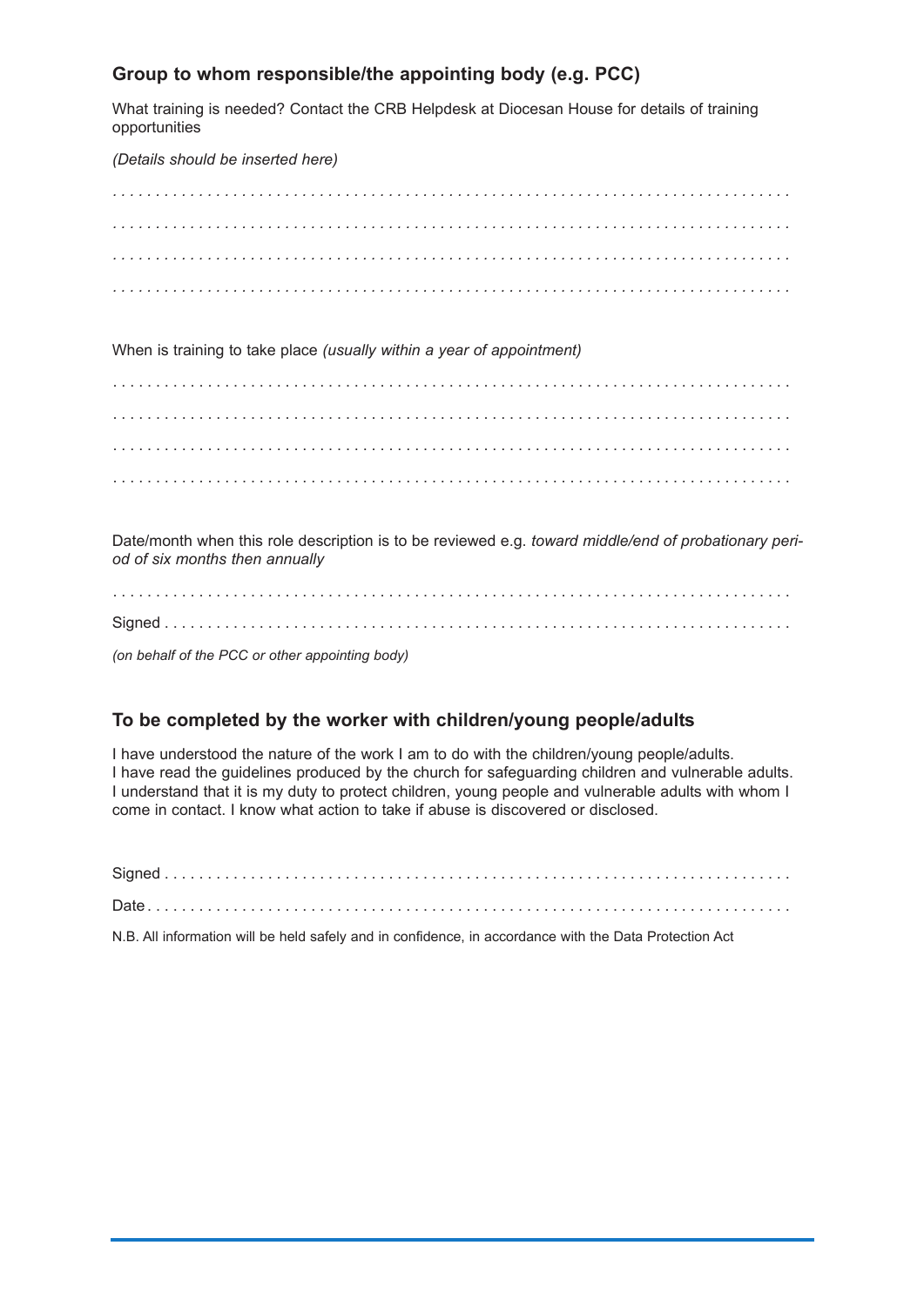## Group to whom responsible/the appointing body (e.g. PCC)

What training is needed? Contact the CRB Helpdesk at Diocesan House for details of training opportunities

*(Details should be inserted here)*

. . . . . . . . . . . . . . . . . . . . . . . . . . . . . . . . . . . . . . . . . . . . . . . . . . . . . . . . . . . . . . . . . . . . . . . . . . . . . .

. . . . . . . . . . . . . . . . . . . . . . . . . . . . . . . . . . . . . . . . . . . . . . . . . . . . . . . . . . . . . . . . . . . . . . . . . . . . . .

. . . . . . . . . . . . . . . . . . . . . . . . . . . . . . . . . . . . . . . . . . . . . . . . . . . . . . . . . . . . . . . . . . . . . . . . . . . . . .

. . . . . . . . . . . . . . . . . . . . . . . . . . . . . . . . . . . . . . . . . . . . . . . . . . . . . . . . . . . . . . . . . . . . . . . . . . . . . .

When is training to take place *(usually within a year of appointment)*

. . . . . . . . . . . . . . . . . . . . . . . . . . . . . . . . . . . . . . . . . . . . . . . . . . . . . . . . . . . . . . . . . . . . . . . . . . . . . .

. . . . . . . . . . . . . . . . . . . . . . . . . . . . . . . . . . . . . . . . . . . . . . . . . . . . . . . . . . . . . . . . . . . . . . . . . . . . . .

. . . . . . . . . . . . . . . . . . . . . . . . . . . . . . . . . . . . . . . . . . . . . . . . . . . . . . . . . . . . . . . . . . . . . . . . . . . . . .

. . . . . . . . . . . . . . . . . . . . . . . . . . . . . . . . . . . . . . . . . . . . . . . . . . . . . . . . . . . . . . . . . . . . . . . . . . . . . .

Date/month when this role description is to be reviewed e.g. *toward middle/end of probationary period of six months then annually*

. . . . . . . . . . . . . . . . . . . . . . . . . . . . . . . . . . . . . . . . . . . . . . . . . . . . . . . . . . . . . . . . . . . . . . . . . . . . . .

Signed . . . . . . . . . . . . . . . . . . . . . . . . . . . . . . . . . . . . . . . . . . . . . . . . . . . . . . . . . . . . . . . . . . . . . . . .

*(on behalf of the PCC or other appointing body)*

## To be completed by the worker with children/young people/adults

I have understood the nature of the work I am to do with the children/young people/adults.
I have read the guidelines produced by the church for safeguarding children and vulnerable adults.
I understand that it is my duty to protect children, young people and vulnerable adults with whom I come in contact. I know what action to take if abuse is discovered or disclosed.

Signed . . . . . . . . . . . . . . . . . . . . . . . . . . . . . . . . . . . . . . . . . . . . . . . . . . . . . . . . . . . . . . . . . . . . . . . .

Date . . . . . . . . . . . . . . . . . . . . . . . . . . . . . . . . . . . . . . . . . . . . . . . . . . . . . . . . . . . . . . . . . . . . . . . . . . .

N.B. All information will be held safely and in confidence, in accordance with the Data Protection Act